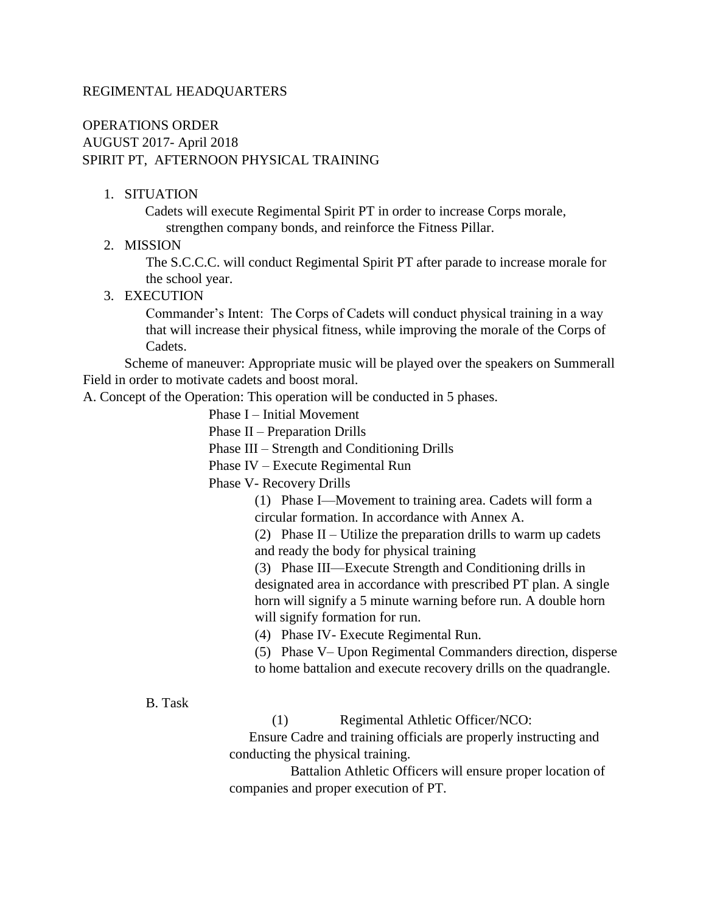REGIMENTAL HEADQUARTERS

OPERATIONS ORDER
AUGUST 2017- April 2018
SPIRIT PT, AFTERNOON PHYSICAL TRAINING

1. SITUATION

   Cadets will execute Regimental Spirit PT in order to increase Corps morale, strengthen company bonds, and reinforce the Fitness Pillar.

2. MISSION

   The S.C.C.C. will conduct Regimental Spirit PT after parade to increase morale for the school year.

3. EXECUTION

   Commander's Intent: The Corps of Cadets will conduct physical training in a way that will increase their physical fitness, while improving the morale of the Corps of Cadets.

Scheme of maneuver: Appropriate music will be played over the speakers on Summerall Field in order to motivate cadets and boost moral.

A. Concept of the Operation: This operation will be conducted in 5 phases.

Phase I – Initial Movement
Phase II – Preparation Drills
Phase III – Strength and Conditioning Drills
Phase IV – Execute Regimental Run
Phase V- Recovery Drills

(1) Phase I—Movement to training area. Cadets will form a circular formation. In accordance with Annex A.

(2) Phase II – Utilize the preparation drills to warm up cadets and ready the body for physical training

(3) Phase III—Execute Strength and Conditioning drills in designated area in accordance with prescribed PT plan. A single horn will signify a 5 minute warning before run. A double horn will signify formation for run.

(4) Phase IV- Execute Regimental Run.

(5) Phase V– Upon Regimental Commanders direction, disperse to home battalion and execute recovery drills on the quadrangle.

B. Task

(1) Regimental Athletic Officer/NCO:

Ensure Cadre and training officials are properly instructing and conducting the physical training.

Battalion Athletic Officers will ensure proper location of companies and proper execution of PT.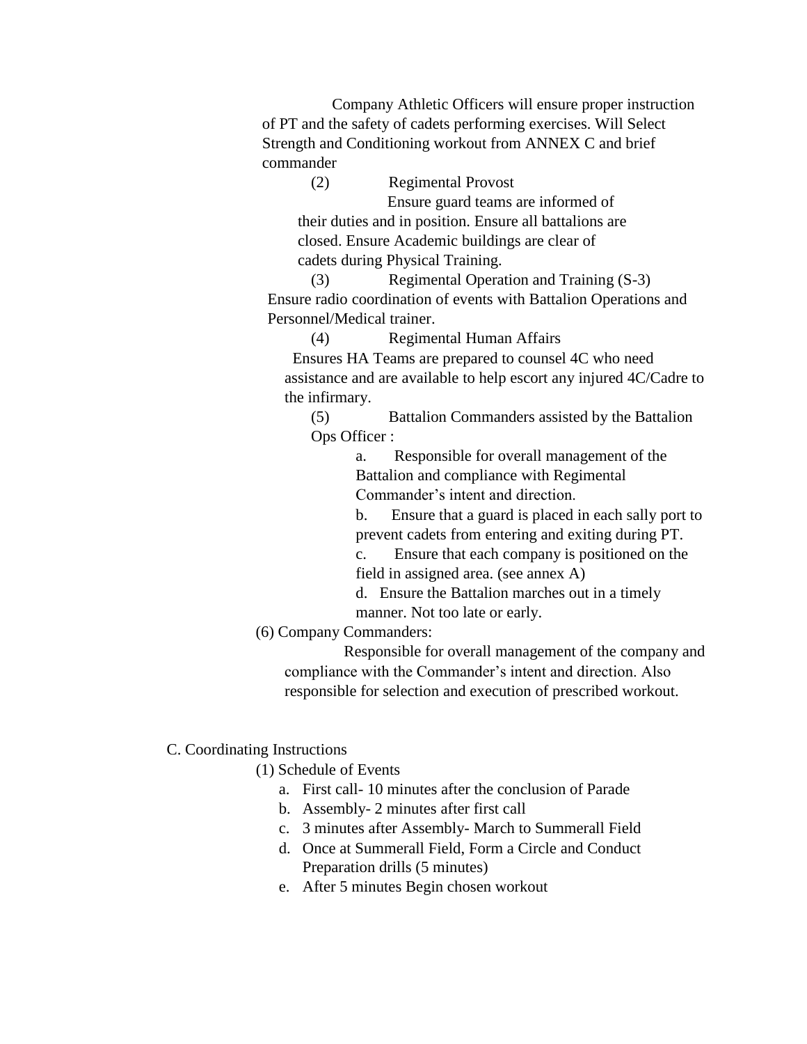Company Athletic Officers will ensure proper instruction of PT and the safety of cadets performing exercises. Will Select Strength and Conditioning workout from ANNEX C and brief commander

(2) Regimental Provost

Ensure guard teams are informed of their duties and in position. Ensure all battalions are closed. Ensure Academic buildings are clear of cadets during Physical Training.

(3) Regimental Operation and Training (S-3)

Ensure radio coordination of events with Battalion Operations and Personnel/Medical trainer.

(4) Regimental Human Affairs

Ensures HA Teams are prepared to counsel 4C who need assistance and are available to help escort any injured 4C/Cadre to the infirmary.

(5) Battalion Commanders assisted by the Battalion Ops Officer :

a. Responsible for overall management of the Battalion and compliance with Regimental Commander's intent and direction.

b. Ensure that a guard is placed in each sally port to prevent cadets from entering and exiting during PT.

c. Ensure that each company is positioned on the field in assigned area. (see annex A)

d. Ensure the Battalion marches out in a timely manner. Not too late or early.

(6) Company Commanders:

Responsible for overall management of the company and compliance with the Commander's intent and direction. Also responsible for selection and execution of prescribed workout.

C. Coordinating Instructions

(1) Schedule of Events

a. First call- 10 minutes after the conclusion of Parade
b. Assembly- 2 minutes after first call
c. 3 minutes after Assembly- March to Summerall Field
d. Once at Summerall Field, Form a Circle and Conduct Preparation drills (5 minutes)
e. After 5 minutes Begin chosen workout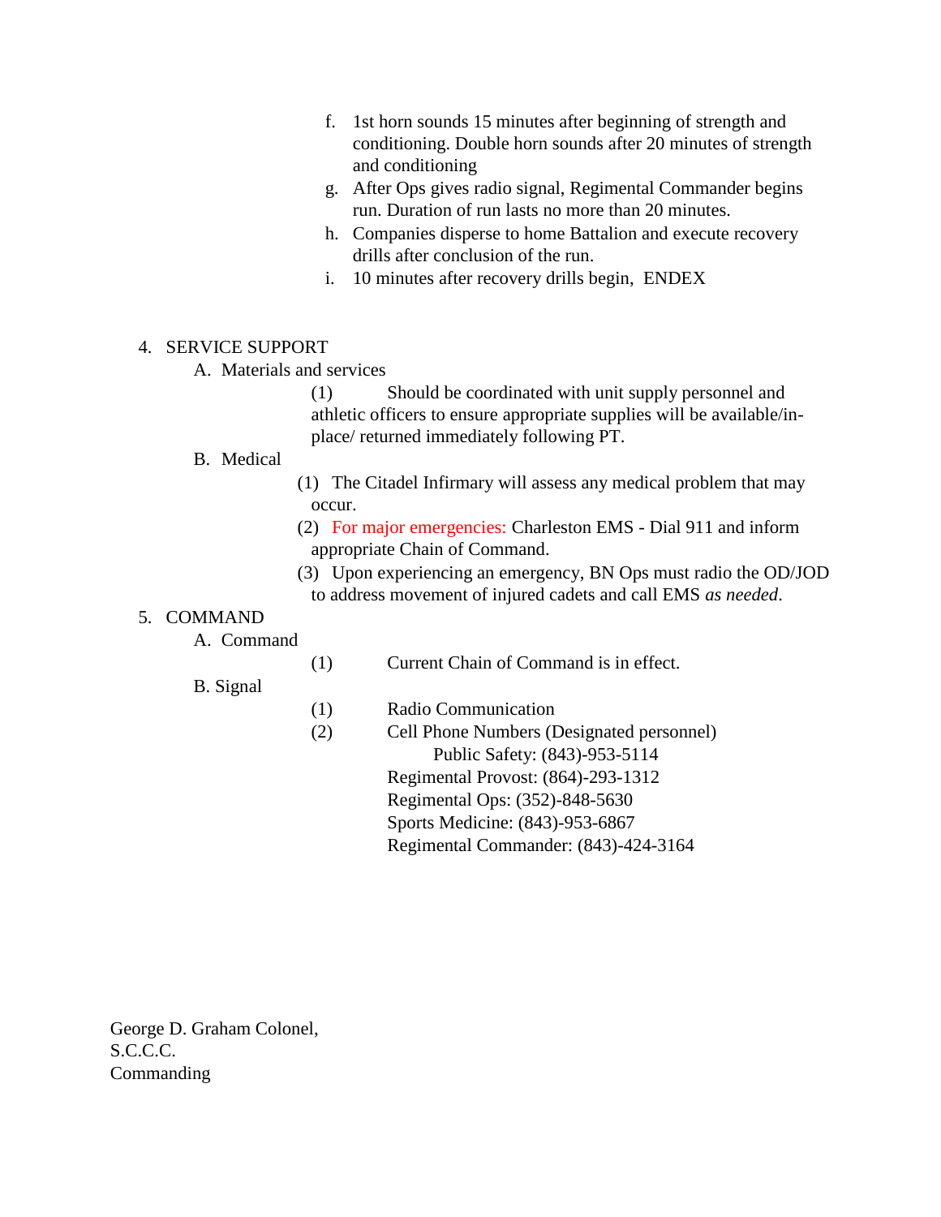f. 1st horn sounds 15 minutes after beginning of strength and conditioning. Double horn sounds after 20 minutes of strength and conditioning

g. After Ops gives radio signal, Regimental Commander begins run. Duration of run lasts no more than 20 minutes.

h. Companies disperse to home Battalion and execute recovery drills after conclusion of the run.

i. 10 minutes after recovery drills begin, ENDEX

4. SERVICE SUPPORT

   A. Materials and services

      (1) Should be coordinated with unit supply personnel and athletic officers to ensure appropriate supplies will be available/in-place/ returned immediately following PT.

   B. Medical

      (1) The Citadel Infirmary will assess any medical problem that may occur.

      (2) For major emergencies: Charleston EMS - Dial 911 and inform appropriate Chain of Command.

      (3) Upon experiencing an emergency, BN Ops must radio the OD/JOD to address movement of injured cadets and call EMS *as needed*.

5. COMMAND

   A. Command

      (1) Current Chain of Command is in effect.

   B. Signal

      (1) Radio Communication

      (2) Cell Phone Numbers (Designated personnel)

      Public Safety: (843)-953-5114
      Regimental Provost: (864)-293-1312
      Regimental Ops: (352)-848-5630
      Sports Medicine: (843)-953-6867
      Regimental Commander: (843)-424-3164

George D. Graham Colonel,
S.C.C.C.
Commanding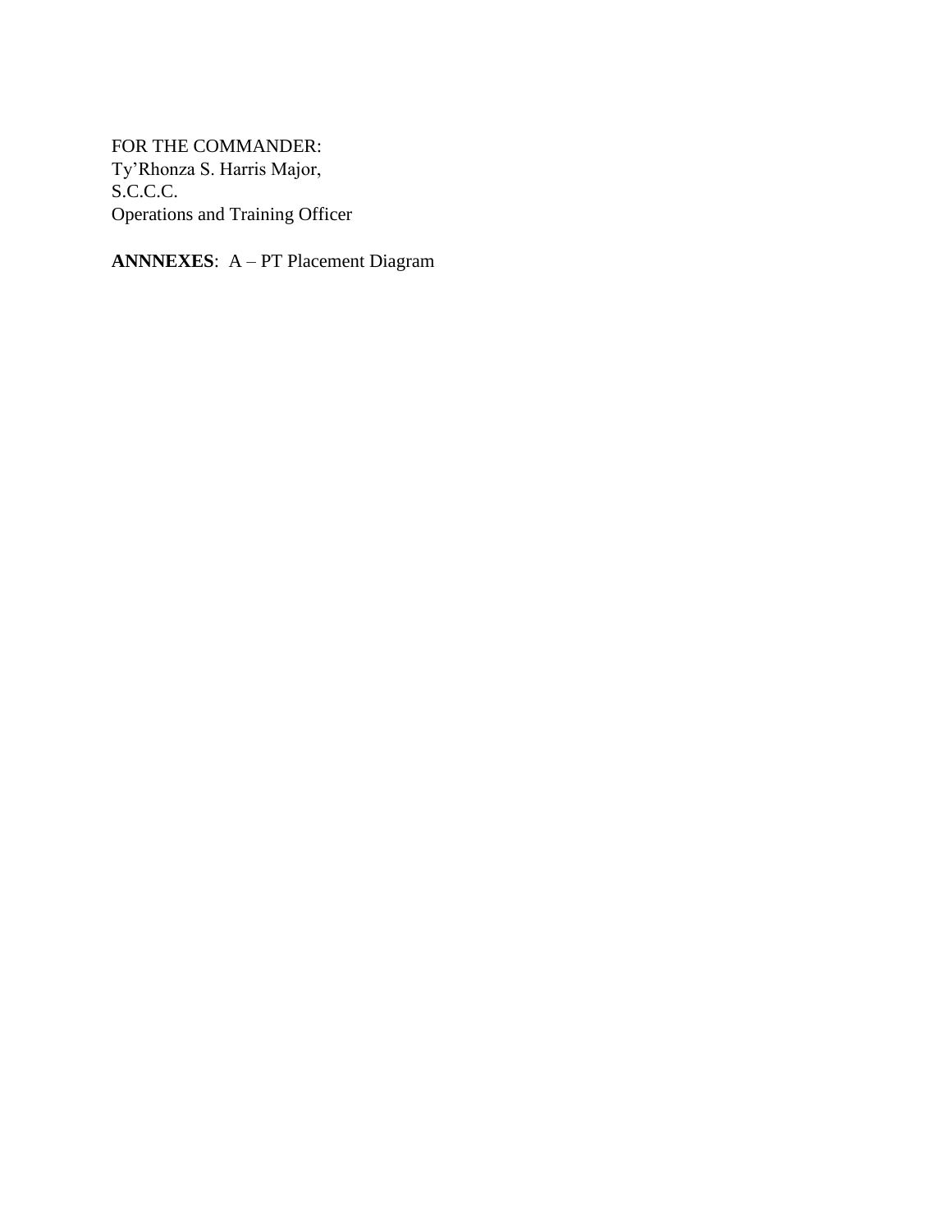FOR THE COMMANDER:
Ty'Rhonza S. Harris Major,
S.C.C.C.
Operations and Training Officer

**ANNNEXES**: A – PT Placement Diagram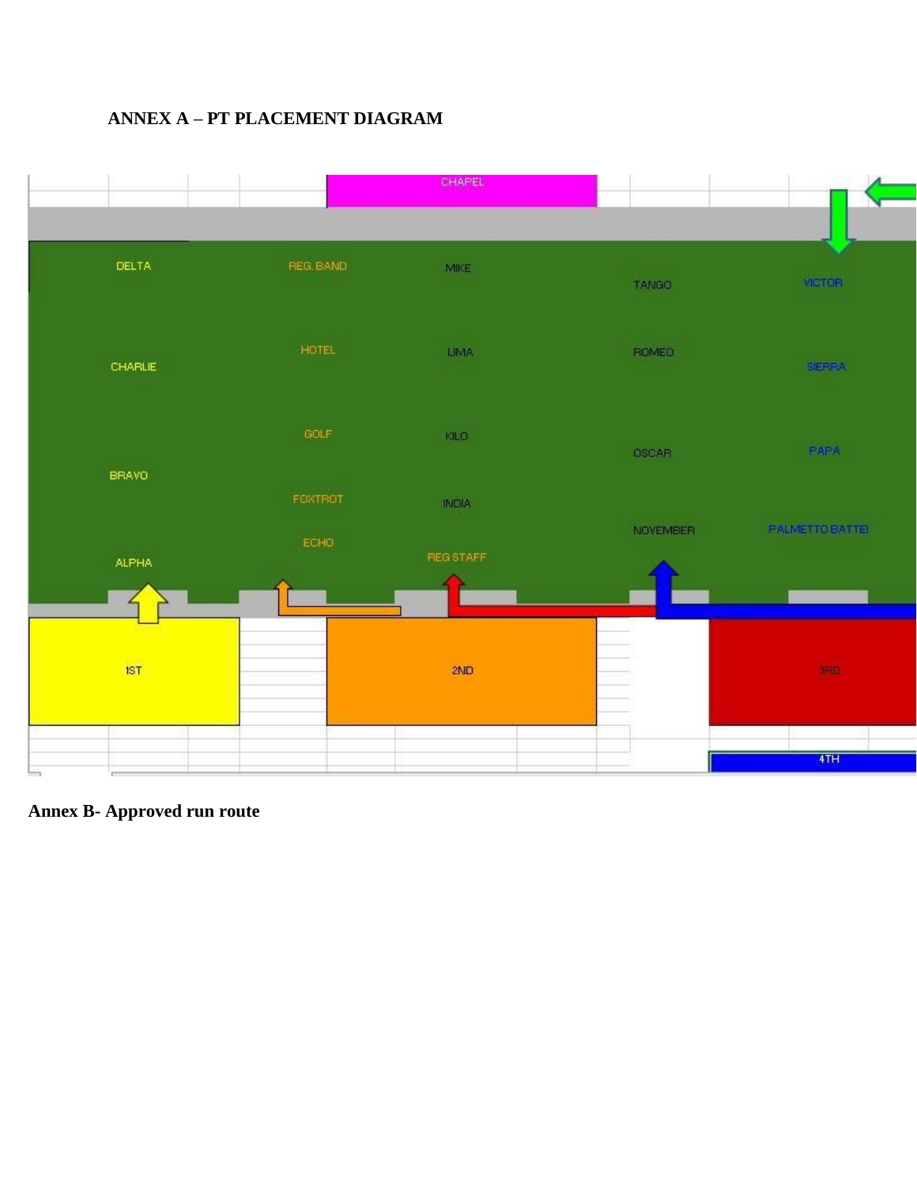**ANNEX A – PT PLACEMENT DIAGRAM**

CHAPEL

DELTA

REG. BAND

MIKE

TANGO

VICTOR

CHARLIE

HOTEL

LIMA

ROMEO

SIERRA

GOLF

KILO

OSCAR

PAPA

BRAVO

FOXTROT

INDIA

NOVEMBER

PALMETTO BATTEI

ECHO

ALPHA

REG STAFF

1ST

2ND

3RD

4TH

**Annex B- Approved run route**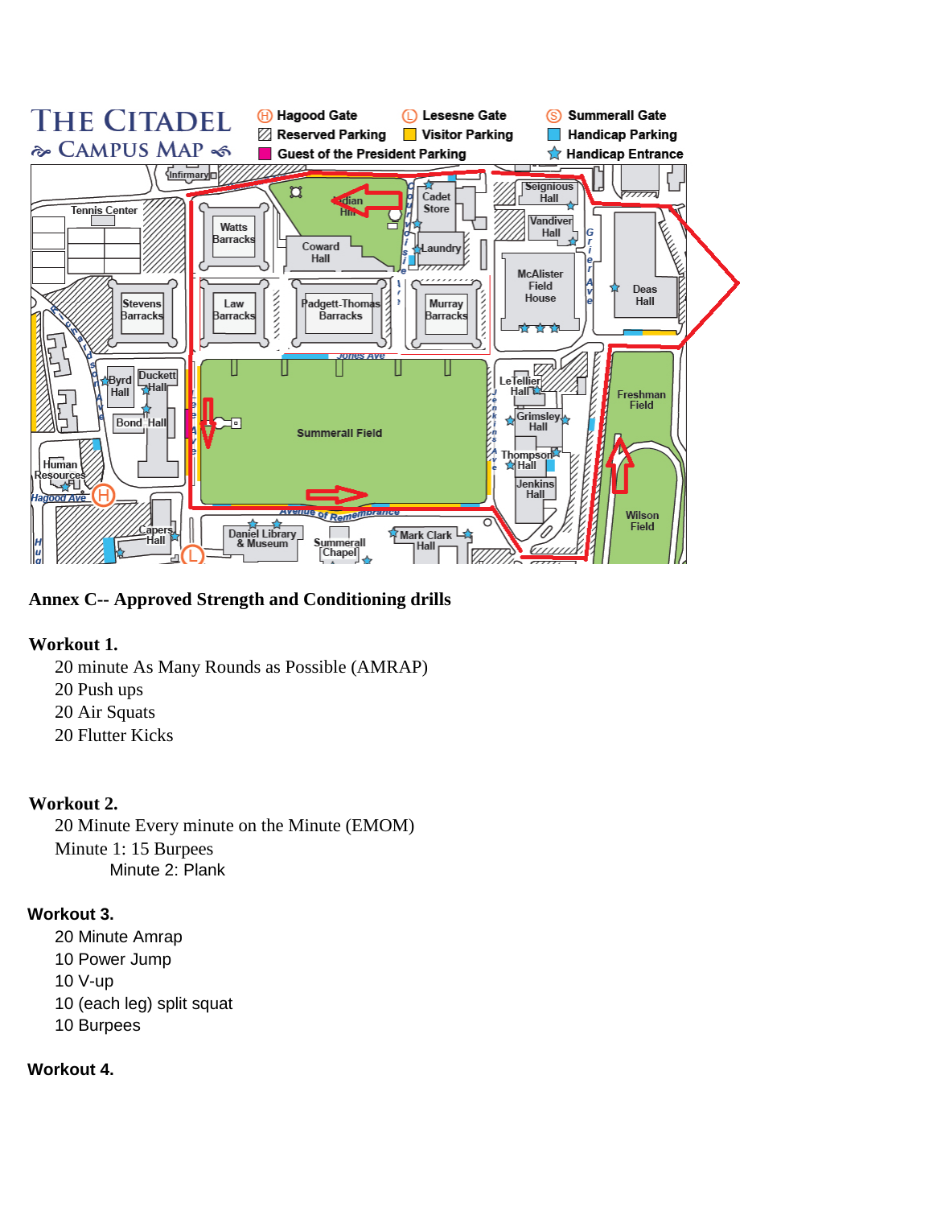**THE CITADEL CAMPUS MAP**

Hagood Gate | Lesesne Gate | Summerall Gate | Reserved Parking | Visitor Parking | Handicap Parking | Guest of the President Parking | Handicap Entrance

**Annex C-- Approved Strength and Conditioning drills**

**Workout 1.**

20 minute As Many Rounds as Possible (AMRAP)
20 Push ups
20 Air Squats
20 Flutter Kicks

**Workout 2.**

20 Minute Every minute on the Minute (EMOM)
Minute 1: 15 Burpees
Minute 2: Plank

**Workout 3.**

20 Minute Amrap
10 Power Jump
10 V-up
10 (each leg) split squat
10 Burpees

**Workout 4.**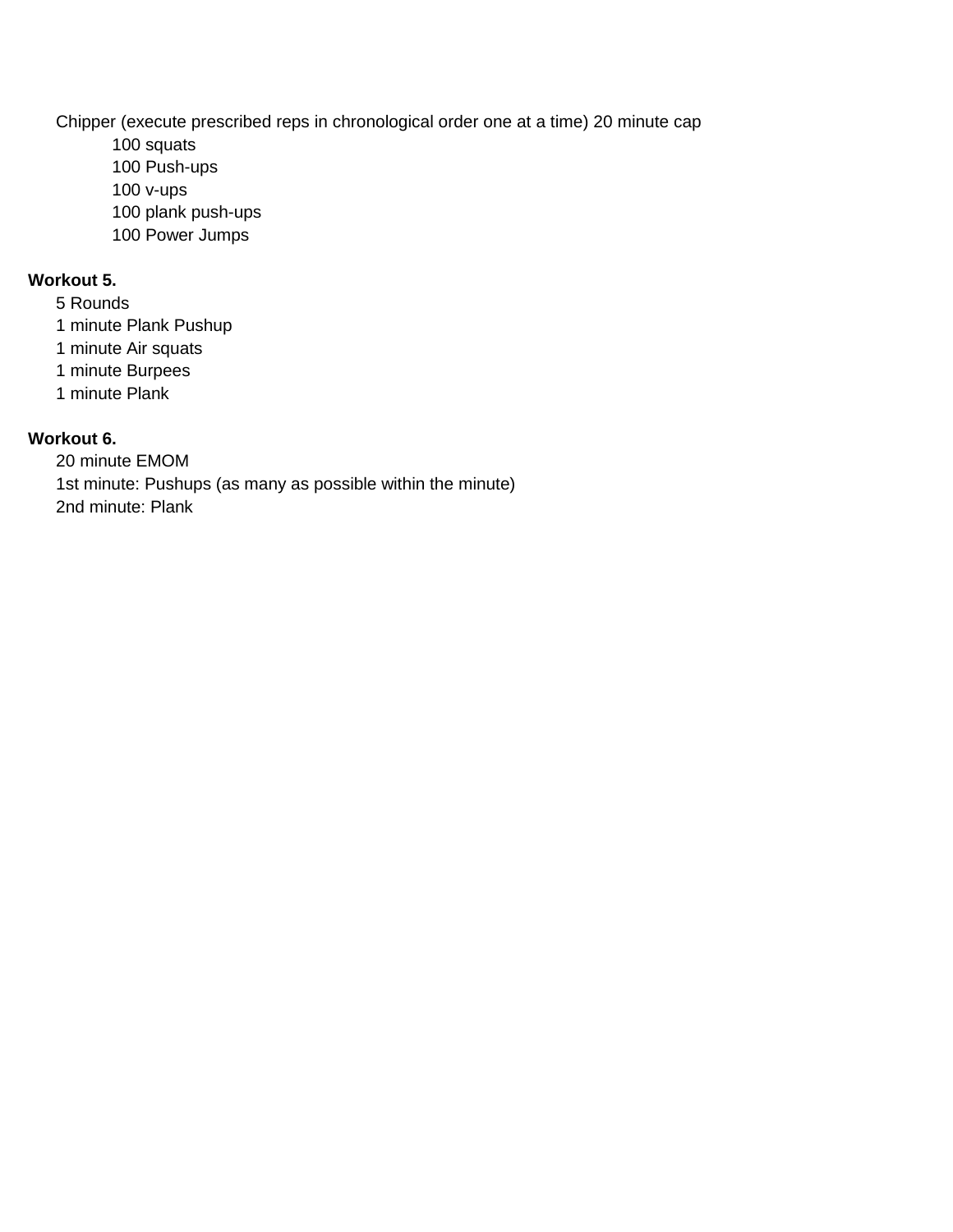Chipper (execute prescribed reps in chronological order one at a time) 20 minute cap

- 100 squats
- 100 Push-ups
- 100 v-ups
- 100 plank push-ups
- 100 Power Jumps

**Workout 5.**

5 Rounds
1 minute Plank Pushup
1 minute Air squats
1 minute Burpees
1 minute Plank

**Workout 6.**

20 minute EMOM
1st minute: Pushups (as many as possible within the minute)
2nd minute: Plank